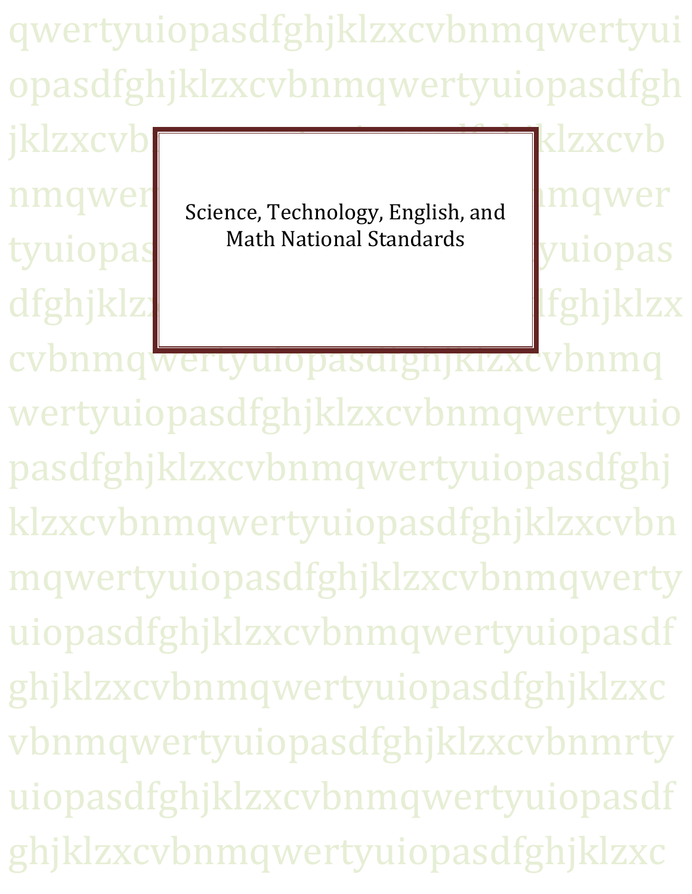# Science, Technology, English, and Math National Standards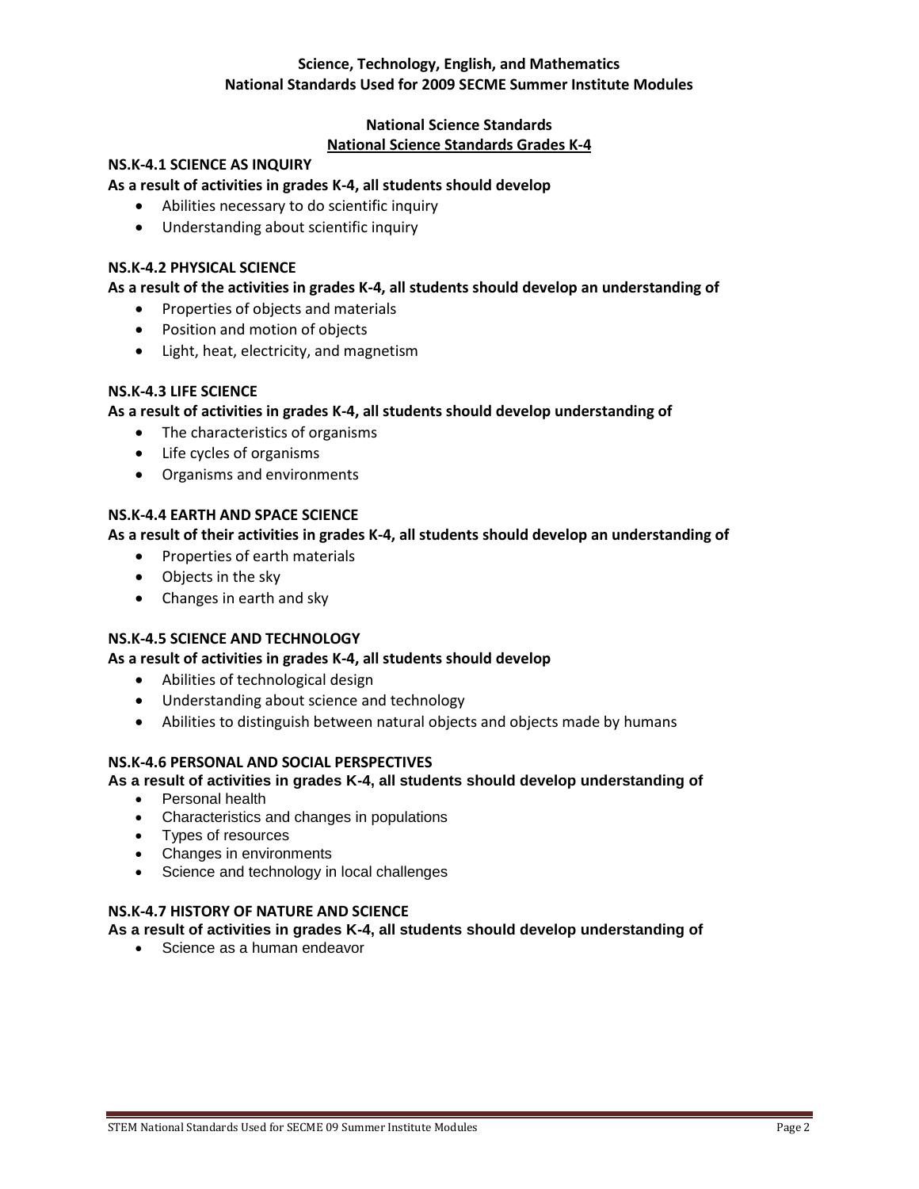**Science, Technology, English, and Mathematics**
**National Standards Used for 2009 SECME Summer Institute Modules**

## National Science Standards

### National Science Standards Grades K-4

**NS.K-4.1 SCIENCE AS INQUIRY**

**As a result of activities in grades K-4, all students should develop**

- Abilities necessary to do scientific inquiry
- Understanding about scientific inquiry

**NS.K-4.2 PHYSICAL SCIENCE**

**As a result of the activities in grades K-4, all students should develop an understanding of**

- Properties of objects and materials
- Position and motion of objects
- Light, heat, electricity, and magnetism

**NS.K-4.3 LIFE SCIENCE**

**As a result of activities in grades K-4, all students should develop understanding of**

- The characteristics of organisms
- Life cycles of organisms
- Organisms and environments

**NS.K-4.4 EARTH AND SPACE SCIENCE**

**As a result of their activities in grades K-4, all students should develop an understanding of**

- Properties of earth materials
- Objects in the sky
- Changes in earth and sky

**NS.K-4.5 SCIENCE AND TECHNOLOGY**

**As a result of activities in grades K-4, all students should develop**

- Abilities of technological design
- Understanding about science and technology
- Abilities to distinguish between natural objects and objects made by humans

**NS.K-4.6 PERSONAL AND SOCIAL PERSPECTIVES**

**As a result of activities in grades K-4, all students should develop understanding of**

- Personal health
- Characteristics and changes in populations
- Types of resources
- Changes in environments
- Science and technology in local challenges

**NS.K-4.7 HISTORY OF NATURE AND SCIENCE**

**As a result of activities in grades K-4, all students should develop understanding of**

- Science as a human endeavor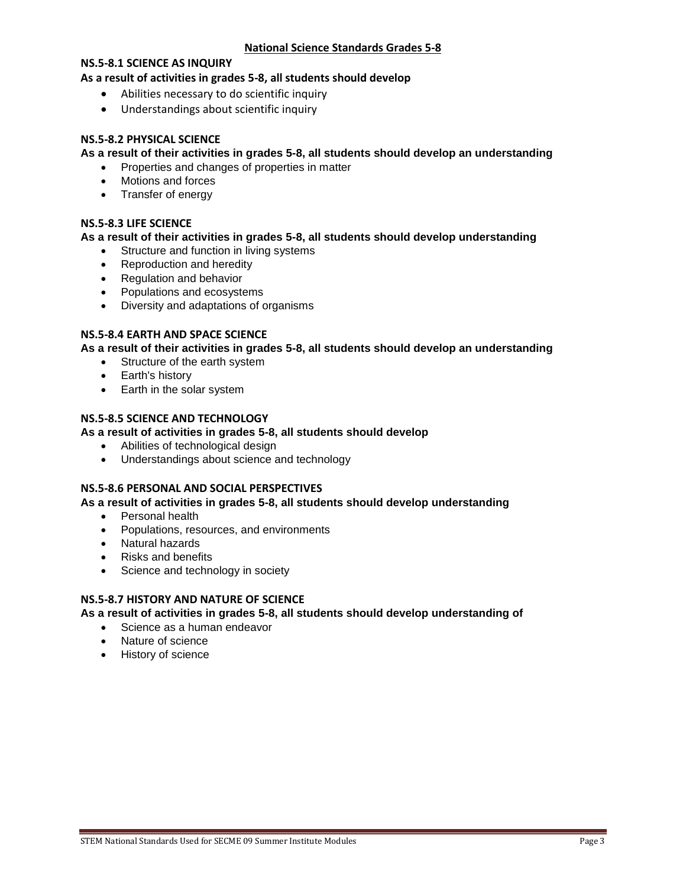## National Science Standards Grades 5-8

### NS.5-8.1 SCIENCE AS INQUIRY

**As a result of activities in grades 5-8, all students should develop**

- Abilities necessary to do scientific inquiry
- Understandings about scientific inquiry

### NS.5-8.2 PHYSICAL SCIENCE

**As a result of their activities in grades 5-8, all students should develop an understanding**

- Properties and changes of properties in matter
- Motions and forces
- Transfer of energy

### NS.5-8.3 LIFE SCIENCE

**As a result of their activities in grades 5-8, all students should develop understanding**

- Structure and function in living systems
- Reproduction and heredity
- Regulation and behavior
- Populations and ecosystems
- Diversity and adaptations of organisms

### NS.5-8.4 EARTH AND SPACE SCIENCE

**As a result of their activities in grades 5-8, all students should develop an understanding**

- Structure of the earth system
- Earth's history
- Earth in the solar system

### NS.5-8.5 SCIENCE AND TECHNOLOGY

**As a result of activities in grades 5-8, all students should develop**

- Abilities of technological design
- Understandings about science and technology

### NS.5-8.6 PERSONAL AND SOCIAL PERSPECTIVES

**As a result of activities in grades 5-8, all students should develop understanding**

- Personal health
- Populations, resources, and environments
- Natural hazards
- Risks and benefits
- Science and technology in society

### NS.5-8.7 HISTORY AND NATURE OF SCIENCE

**As a result of activities in grades 5-8, all students should develop understanding of**

- Science as a human endeavor
- Nature of science
- History of science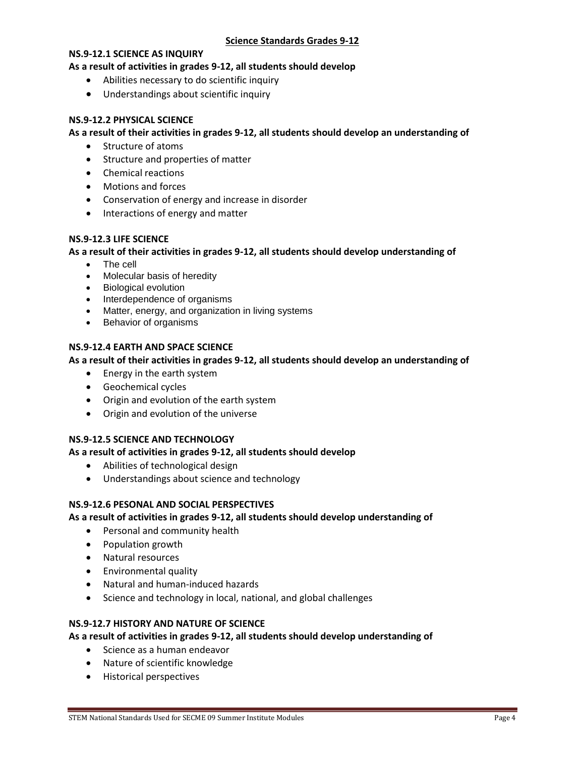## Science Standards Grades 9-12

### NS.9-12.1 SCIENCE AS INQUIRY

**As a result of activities in grades 9-12, all students should develop**

- Abilities necessary to do scientific inquiry
- Understandings about scientific inquiry

### NS.9-12.2 PHYSICAL SCIENCE

**As a result of their activities in grades 9-12, all students should develop an understanding of**

- Structure of atoms
- Structure and properties of matter
- Chemical reactions
- Motions and forces
- Conservation of energy and increase in disorder
- Interactions of energy and matter

### NS.9-12.3 LIFE SCIENCE

**As a result of their activities in grades 9-12, all students should develop understanding of**

- The cell
- Molecular basis of heredity
- Biological evolution
- Interdependence of organisms
- Matter, energy, and organization in living systems
- Behavior of organisms

### NS.9-12.4 EARTH AND SPACE SCIENCE

**As a result of their activities in grades 9-12, all students should develop an understanding of**

- Energy in the earth system
- Geochemical cycles
- Origin and evolution of the earth system
- Origin and evolution of the universe

### NS.9-12.5 SCIENCE AND TECHNOLOGY

**As a result of activities in grades 9-12, all students should develop**

- Abilities of technological design
- Understandings about science and technology

### NS.9-12.6 PESONAL AND SOCIAL PERSPECTIVES

**As a result of activities in grades 9-12, all students should develop understanding of**

- Personal and community health
- Population growth
- Natural resources
- Environmental quality
- Natural and human-induced hazards
- Science and technology in local, national, and global challenges

### NS.9-12.7 HISTORY AND NATURE OF SCIENCE

**As a result of activities in grades 9-12, all students should develop understanding of**

- Science as a human endeavor
- Nature of scientific knowledge
- Historical perspectives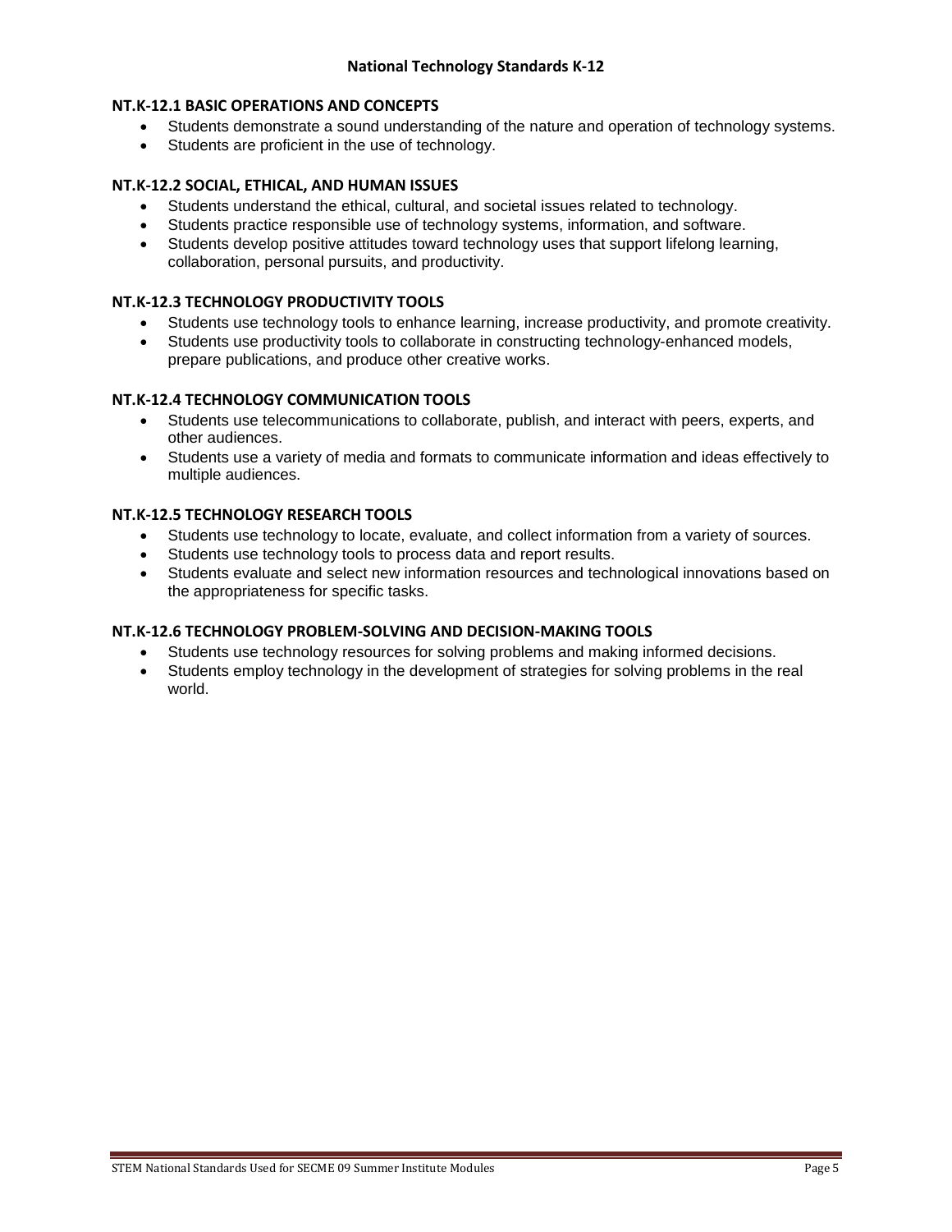## National Technology Standards K-12

### NT.K-12.1 BASIC OPERATIONS AND CONCEPTS

- Students demonstrate a sound understanding of the nature and operation of technology systems.
- Students are proficient in the use of technology.

### NT.K-12.2 SOCIAL, ETHICAL, AND HUMAN ISSUES

- Students understand the ethical, cultural, and societal issues related to technology.
- Students practice responsible use of technology systems, information, and software.
- Students develop positive attitudes toward technology uses that support lifelong learning, collaboration, personal pursuits, and productivity.

### NT.K-12.3 TECHNOLOGY PRODUCTIVITY TOOLS

- Students use technology tools to enhance learning, increase productivity, and promote creativity.
- Students use productivity tools to collaborate in constructing technology-enhanced models, prepare publications, and produce other creative works.

### NT.K-12.4 TECHNOLOGY COMMUNICATION TOOLS

- Students use telecommunications to collaborate, publish, and interact with peers, experts, and other audiences.
- Students use a variety of media and formats to communicate information and ideas effectively to multiple audiences.

### NT.K-12.5 TECHNOLOGY RESEARCH TOOLS

- Students use technology to locate, evaluate, and collect information from a variety of sources.
- Students use technology tools to process data and report results.
- Students evaluate and select new information resources and technological innovations based on the appropriateness for specific tasks.

### NT.K-12.6 TECHNOLOGY PROBLEM-SOLVING AND DECISION-MAKING TOOLS

- Students use technology resources for solving problems and making informed decisions.
- Students employ technology in the development of strategies for solving problems in the real world.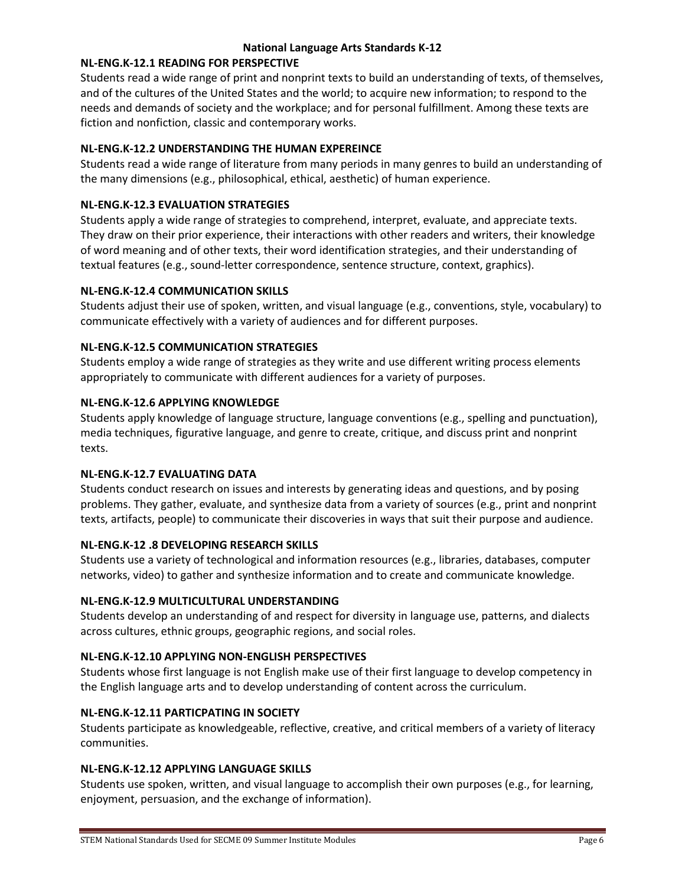## National Language Arts Standards K-12

### NL-ENG.K-12.1 READING FOR PERSPECTIVE

Students read a wide range of print and nonprint texts to build an understanding of texts, of themselves, and of the cultures of the United States and the world; to acquire new information; to respond to the needs and demands of society and the workplace; and for personal fulfillment. Among these texts are fiction and nonfiction, classic and contemporary works.

### NL-ENG.K-12.2 UNDERSTANDING THE HUMAN EXPEREINCE

Students read a wide range of literature from many periods in many genres to build an understanding of the many dimensions (e.g., philosophical, ethical, aesthetic) of human experience.

### NL-ENG.K-12.3 EVALUATION STRATEGIES

Students apply a wide range of strategies to comprehend, interpret, evaluate, and appreciate texts. They draw on their prior experience, their interactions with other readers and writers, their knowledge of word meaning and of other texts, their word identification strategies, and their understanding of textual features (e.g., sound-letter correspondence, sentence structure, context, graphics).

### NL-ENG.K-12.4 COMMUNICATION SKILLS

Students adjust their use of spoken, written, and visual language (e.g., conventions, style, vocabulary) to communicate effectively with a variety of audiences and for different purposes.

### NL-ENG.K-12.5 COMMUNICATION STRATEGIES

Students employ a wide range of strategies as they write and use different writing process elements appropriately to communicate with different audiences for a variety of purposes.

### NL-ENG.K-12.6 APPLYING KNOWLEDGE

Students apply knowledge of language structure, language conventions (e.g., spelling and punctuation), media techniques, figurative language, and genre to create, critique, and discuss print and nonprint texts.

### NL-ENG.K-12.7 EVALUATING DATA

Students conduct research on issues and interests by generating ideas and questions, and by posing problems. They gather, evaluate, and synthesize data from a variety of sources (e.g., print and nonprint texts, artifacts, people) to communicate their discoveries in ways that suit their purpose and audience.

### NL-ENG.K-12 .8 DEVELOPING RESEARCH SKILLS

Students use a variety of technological and information resources (e.g., libraries, databases, computer networks, video) to gather and synthesize information and to create and communicate knowledge.

### NL-ENG.K-12.9 MULTICULTURAL UNDERSTANDING

Students develop an understanding of and respect for diversity in language use, patterns, and dialects across cultures, ethnic groups, geographic regions, and social roles.

### NL-ENG.K-12.10 APPLYING NON-ENGLISH PERSPECTIVES

Students whose first language is not English make use of their first language to develop competency in the English language arts and to develop understanding of content across the curriculum.

### NL-ENG.K-12.11 PARTICPATING IN SOCIETY

Students participate as knowledgeable, reflective, creative, and critical members of a variety of literacy communities.

### NL-ENG.K-12.12 APPLYING LANGUAGE SKILLS

Students use spoken, written, and visual language to accomplish their own purposes (e.g., for learning, enjoyment, persuasion, and the exchange of information).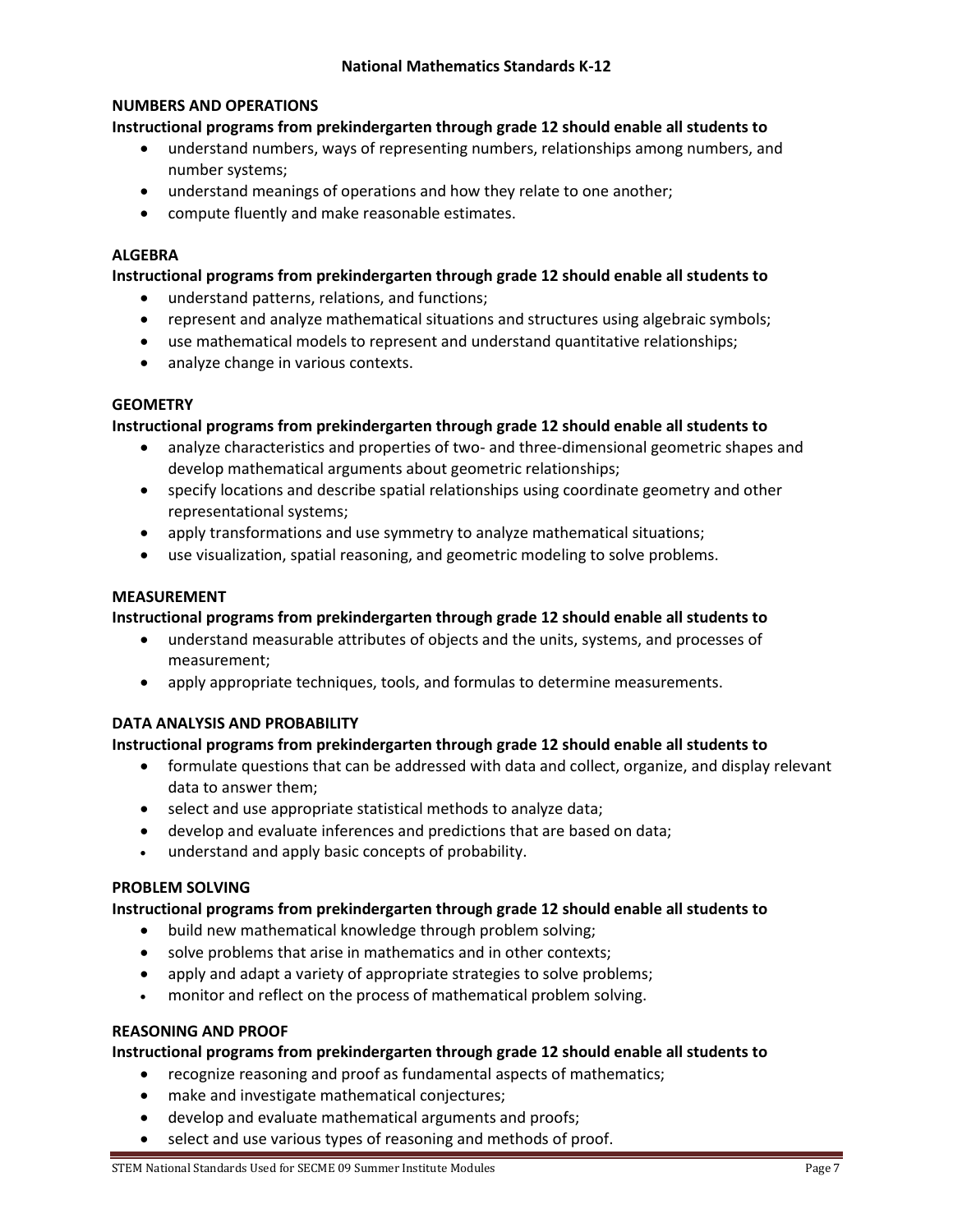# National Mathematics Standards K-12

## NUMBERS AND OPERATIONS

**Instructional programs from prekindergarten through grade 12 should enable all students to**

- understand numbers, ways of representing numbers, relationships among numbers, and number systems;
- understand meanings of operations and how they relate to one another;
- compute fluently and make reasonable estimates.

## ALGEBRA

**Instructional programs from prekindergarten through grade 12 should enable all students to**

- understand patterns, relations, and functions;
- represent and analyze mathematical situations and structures using algebraic symbols;
- use mathematical models to represent and understand quantitative relationships;
- analyze change in various contexts.

## GEOMETRY

**Instructional programs from prekindergarten through grade 12 should enable all students to**

- analyze characteristics and properties of two- and three-dimensional geometric shapes and develop mathematical arguments about geometric relationships;
- specify locations and describe spatial relationships using coordinate geometry and other representational systems;
- apply transformations and use symmetry to analyze mathematical situations;
- use visualization, spatial reasoning, and geometric modeling to solve problems.

## MEASUREMENT

**Instructional programs from prekindergarten through grade 12 should enable all students to**

- understand measurable attributes of objects and the units, systems, and processes of measurement;
- apply appropriate techniques, tools, and formulas to determine measurements.

## DATA ANALYSIS AND PROBABILITY

**Instructional programs from prekindergarten through grade 12 should enable all students to**

- formulate questions that can be addressed with data and collect, organize, and display relevant data to answer them;
- select and use appropriate statistical methods to analyze data;
- develop and evaluate inferences and predictions that are based on data;
- understand and apply basic concepts of probability.

## PROBLEM SOLVING

**Instructional programs from prekindergarten through grade 12 should enable all students to**

- build new mathematical knowledge through problem solving;
- solve problems that arise in mathematics and in other contexts;
- apply and adapt a variety of appropriate strategies to solve problems;
- monitor and reflect on the process of mathematical problem solving.

## REASONING AND PROOF

**Instructional programs from prekindergarten through grade 12 should enable all students to**

- recognize reasoning and proof as fundamental aspects of mathematics;
- make and investigate mathematical conjectures;
- develop and evaluate mathematical arguments and proofs;
- select and use various types of reasoning and methods of proof.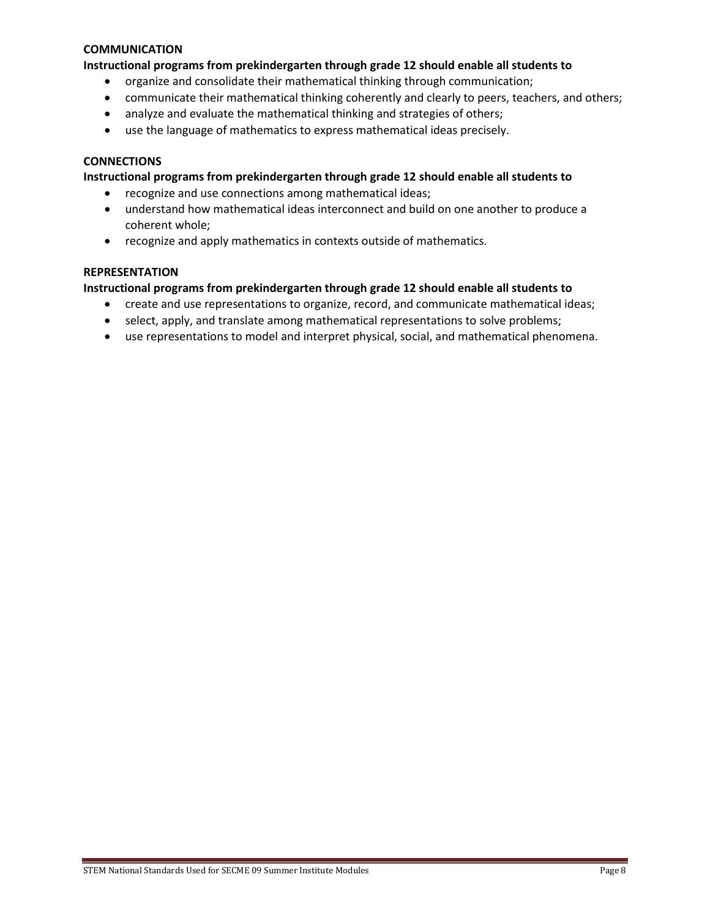**COMMUNICATION**

**Instructional programs from prekindergarten through grade 12 should enable all students to**

- organize and consolidate their mathematical thinking through communication;
- communicate their mathematical thinking coherently and clearly to peers, teachers, and others;
- analyze and evaluate the mathematical thinking and strategies of others;
- use the language of mathematics to express mathematical ideas precisely.

**CONNECTIONS**

**Instructional programs from prekindergarten through grade 12 should enable all students to**

- recognize and use connections among mathematical ideas;
- understand how mathematical ideas interconnect and build on one another to produce a coherent whole;
- recognize and apply mathematics in contexts outside of mathematics.

**REPRESENTATION**

**Instructional programs from prekindergarten through grade 12 should enable all students to**

- create and use representations to organize, record, and communicate mathematical ideas;
- select, apply, and translate among mathematical representations to solve problems;
- use representations to model and interpret physical, social, and mathematical phenomena.